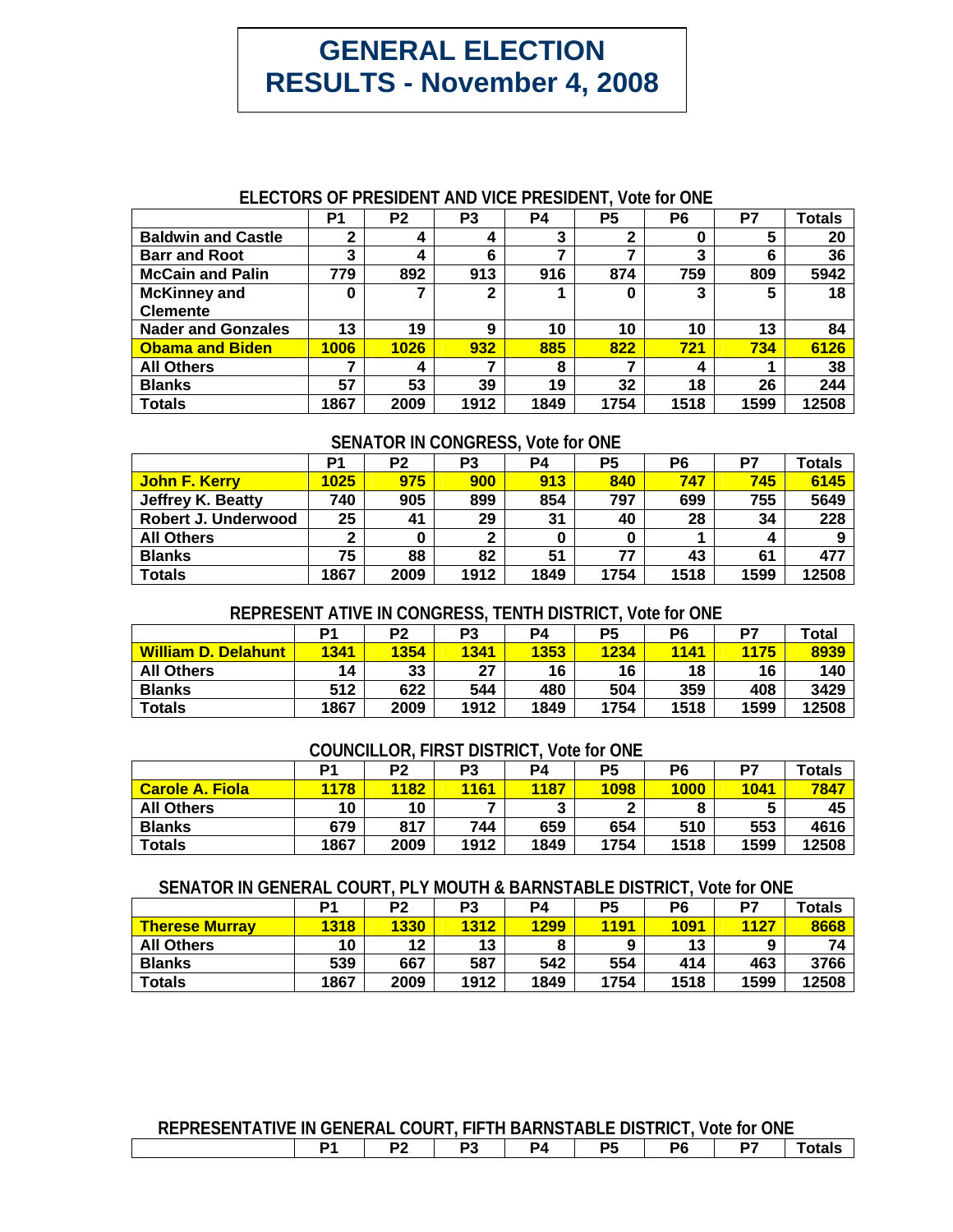# GENERAL ELECTION RESULTS - November 4, 2008

### ELECTORS OF PRESIDENT AND VICE PRESIDENT, Vote for ONE

| | P1 | P2 | P3 | P4 | P5 | P6 | P7 | Totals |
|---|---|---|---|---|---|---|---|---|
| Baldwin and Castle | 2 | 4 | 4 | 3 | 2 | 0 | 5 | 20 |
| Barr and Root | 3 | 4 | 6 | 7 | 7 | 3 | 6 | 36 |
| McCain and Palin | 779 | 892 | 913 | 916 | 874 | 759 | 809 | 5942 |
| McKinney and Clemente | 0 | 7 | 2 | 1 | 0 | 3 | 5 | 18 |
| Nader and Gonzales | 13 | 19 | 9 | 10 | 10 | 10 | 13 | 84 |
| **Obama and Biden** | **1006** | **1026** | **932** | **885** | **822** | **721** | **734** | **6126** |
| All Others | 7 | 4 | 7 | 8 | 7 | 4 | 1 | 38 |
| Blanks | 57 | 53 | 39 | 19 | 32 | 18 | 26 | 244 |
| Totals | 1867 | 2009 | 1912 | 1849 | 1754 | 1518 | 1599 | 12508 |

### SENATOR IN CONGRESS, Vote for ONE

| | P1 | P2 | P3 | P4 | P5 | P6 | P7 | Totals |
|---|---|---|---|---|---|---|---|---|
| **John F. Kerry** | **1025** | **975** | **900** | **913** | **840** | **747** | **745** | **6145** |
| Jeffrey K. Beatty | 740 | 905 | 899 | 854 | 797 | 699 | 755 | 5649 |
| Robert J. Underwood | 25 | 41 | 29 | 31 | 40 | 28 | 34 | 228 |
| All Others | 2 | 0 | 2 | 0 | 0 | 1 | 4 | 9 |
| Blanks | 75 | 88 | 82 | 51 | 77 | 43 | 61 | 477 |
| Totals | 1867 | 2009 | 1912 | 1849 | 1754 | 1518 | 1599 | 12508 |

### REPRESENT ATIVE IN CONGRESS, TENTH DISTRICT, Vote for ONE

| | P1 | P2 | P3 | P4 | P5 | P6 | P7 | Total |
|---|---|---|---|---|---|---|---|---|
| **William D. Delahunt** | **1341** | **1354** | **1341** | **1353** | **1234** | **1141** | **1175** | **8939** |
| All Others | 14 | 33 | 27 | 16 | 16 | 18 | 16 | 140 |
| Blanks | 512 | 622 | 544 | 480 | 504 | 359 | 408 | 3429 |
| Totals | 1867 | 2009 | 1912 | 1849 | 1754 | 1518 | 1599 | 12508 |

### COUNCILLOR, FIRST DISTRICT, Vote for ONE

| | P1 | P2 | P3 | P4 | P5 | P6 | P7 | Totals |
|---|---|---|---|---|---|---|---|---|
| **Carole A. Fiola** | **1178** | **1182** | **1161** | **1187** | **1098** | **1000** | **1041** | **7847** |
| All Others | 10 | 10 | 7 | 3 | 2 | 8 | 5 | 45 |
| Blanks | 679 | 817 | 744 | 659 | 654 | 510 | 553 | 4616 |
| Totals | 1867 | 2009 | 1912 | 1849 | 1754 | 1518 | 1599 | 12508 |

### SENATOR IN GENERAL COURT, PLY MOUTH & BARNSTABLE DISTRICT, Vote for ONE

| | P1 | P2 | P3 | P4 | P5 | P6 | P7 | Totals |
|---|---|---|---|---|---|---|---|---|
| **Therese Murray** | **1318** | **1330** | **1312** | **1299** | **1191** | **1091** | **1127** | **8668** |
| All Others | 10 | 12 | 13 | 8 | 9 | 13 | 9 | 74 |
| Blanks | 539 | 667 | 587 | 542 | 554 | 414 | 463 | 3766 |
| Totals | 1867 | 2009 | 1912 | 1849 | 1754 | 1518 | 1599 | 12508 |

### REPRESENTATIVE IN GENERAL COURT, FIFTH BARNSTABLE DISTRICT, Vote for ONE

| | P1 | P2 | P3 | P4 | P5 | P6 | P7 | Totals |
|---|---|---|---|---|---|---|---|---|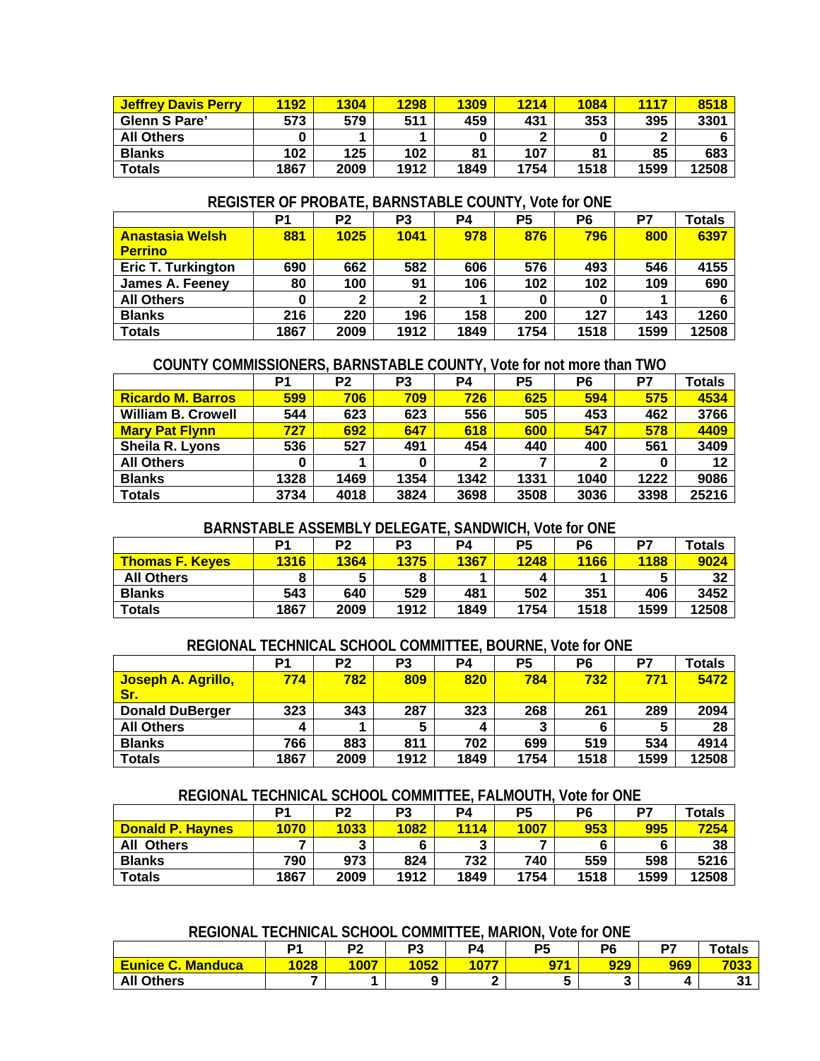| | | | | | | | | |
|---|---|---|---|---|---|---|---|---|
| **Jeffrey Davis Perry** | **1192** | **1304** | **1298** | **1309** | **1214** | **1084** | **1117** | **8518** |
| **Glenn S Pare'** | **573** | **579** | **511** | **459** | **431** | **353** | **395** | **3301** |
| **All Others** | **0** | **1** | **1** | **0** | **2** | **0** | **2** | **6** |
| **Blanks** | **102** | **125** | **102** | **81** | **107** | **81** | **85** | **683** |
| **Totals** | **1867** | **2009** | **1912** | **1849** | **1754** | **1518** | **1599** | **12508** |

## REGISTER OF PROBATE, BARNSTABLE COUNTY, Vote for ONE

| | P1 | P2 | P3 | P4 | P5 | P6 | P7 | Totals |
|---|---|---|---|---|---|---|---|---|
| **Anastasia Welsh Perrino** | **881** | **1025** | **1041** | **978** | **876** | **796** | **800** | **6397** |
| **Eric T. Turkington** | **690** | **662** | **582** | **606** | **576** | **493** | **546** | **4155** |
| **James A. Feeney** | **80** | **100** | **91** | **106** | **102** | **102** | **109** | **690** |
| **All Others** | **0** | **2** | **2** | **1** | **0** | **0** | **1** | **6** |
| **Blanks** | **216** | **220** | **196** | **158** | **200** | **127** | **143** | **1260** |
| **Totals** | **1867** | **2009** | **1912** | **1849** | **1754** | **1518** | **1599** | **12508** |

## COUNTY COMMISSIONERS, BARNSTABLE COUNTY, Vote for not more than TWO

| | P1 | P2 | P3 | P4 | P5 | P6 | P7 | Totals |
|---|---|---|---|---|---|---|---|---|
| **Ricardo M. Barros** | **599** | **706** | **709** | **726** | **625** | **594** | **575** | **4534** |
| **William B. Crowell** | **544** | **623** | **623** | **556** | **505** | **453** | **462** | **3766** |
| **Mary Pat Flynn** | **727** | **692** | **647** | **618** | **600** | **547** | **578** | **4409** |
| **Sheila R. Lyons** | **536** | **527** | **491** | **454** | **440** | **400** | **561** | **3409** |
| **All Others** | **0** | **1** | **0** | **2** | **7** | **2** | **0** | **12** |
| **Blanks** | **1328** | **1469** | **1354** | **1342** | **1331** | **1040** | **1222** | **9086** |
| **Totals** | **3734** | **4018** | **3824** | **3698** | **3508** | **3036** | **3398** | **25216** |

## BARNSTABLE ASSEMBLY DELEGATE, SANDWICH, Vote for ONE

| | P1 | P2 | P3 | P4 | P5 | P6 | P7 | Totals |
|---|---|---|---|---|---|---|---|---|
| **Thomas F. Keyes** | **1316** | **1364** | **1375** | **1367** | **1248** | **1166** | **1188** | **9024** |
| **All Others** | **8** | **5** | **8** | **1** | **4** | **1** | **5** | **32** |
| **Blanks** | **543** | **640** | **529** | **481** | **502** | **351** | **406** | **3452** |
| **Totals** | **1867** | **2009** | **1912** | **1849** | **1754** | **1518** | **1599** | **12508** |

## REGIONAL TECHNICAL SCHOOL COMMITTEE, BOURNE, Vote for ONE

| | P1 | P2 | P3 | P4 | P5 | P6 | P7 | Totals |
|---|---|---|---|---|---|---|---|---|
| **Joseph A. Agrillo, Sr.** | **774** | **782** | **809** | **820** | **784** | **732** | **771** | **5472** |
| **Donald DuBerger** | **323** | **343** | **287** | **323** | **268** | **261** | **289** | **2094** |
| **All Others** | **4** | **1** | **5** | **4** | **3** | **6** | **5** | **28** |
| **Blanks** | **766** | **883** | **811** | **702** | **699** | **519** | **534** | **4914** |
| **Totals** | **1867** | **2009** | **1912** | **1849** | **1754** | **1518** | **1599** | **12508** |

## REGIONAL TECHNICAL SCHOOL COMMITTEE, FALMOUTH, Vote for ONE

| | P1 | P2 | P3 | P4 | P5 | P6 | P7 | Totals |
|---|---|---|---|---|---|---|---|---|
| **Donald P. Haynes** | **1070** | **1033** | **1082** | **1114** | **1007** | **953** | **995** | **7254** |
| **All Others** | **7** | **3** | **6** | **3** | **7** | **6** | **6** | **38** |
| **Blanks** | **790** | **973** | **824** | **732** | **740** | **559** | **598** | **5216** |
| **Totals** | **1867** | **2009** | **1912** | **1849** | **1754** | **1518** | **1599** | **12508** |

## REGIONAL TECHNICAL SCHOOL COMMITTEE, MARION, Vote for ONE

| | P1 | P2 | P3 | P4 | P5 | P6 | P7 | Totals |
|---|---|---|---|---|---|---|---|---|
| **Eunice C. Manduca** | **1028** | **1007** | **1052** | **1077** | **971** | **929** | **969** | **7033** |
| **All Others** | **7** | **1** | **9** | **2** | **5** | **3** | **4** | **31** |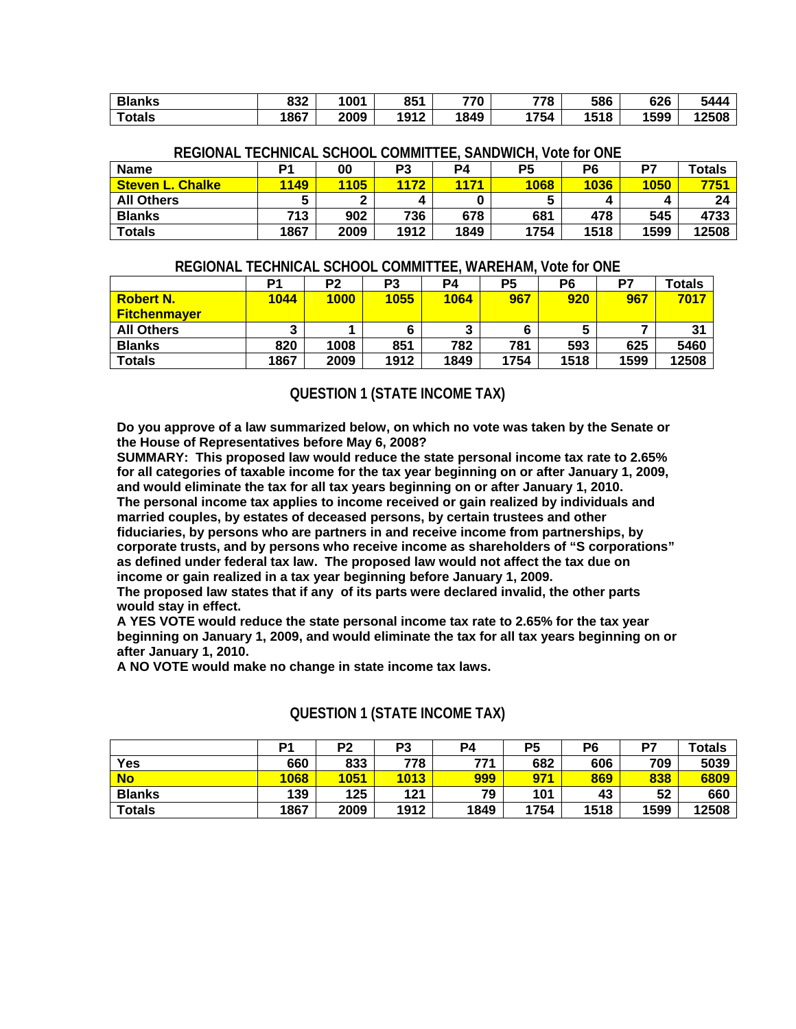| Blanks | 832 | 1001 | 851 | 770 | 778 | 586 | 626 | 5444 |
|---|---|---|---|---|---|---|---|---|
| Totals | 1867 | 2009 | 1912 | 1849 | 1754 | 1518 | 1599 | 12508 |

### REGIONAL TECHNICAL SCHOOL COMMITTEE, SANDWICH, Vote for ONE

| Name | P1 | 00 | P3 | P4 | P5 | P6 | P7 | Totals |
|---|---|---|---|---|---|---|---|---|
| **Steven L. Chalke** | **1149** | **1105** | **1172** | **1171** | **1068** | **1036** | **1050** | **7751** |
| All Others | 5 | 2 | 4 | 0 | 5 | 4 | 4 | 24 |
| Blanks | 713 | 902 | 736 | 678 | 681 | 478 | 545 | 4733 |
| Totals | 1867 | 2009 | 1912 | 1849 | 1754 | 1518 | 1599 | 12508 |

### REGIONAL TECHNICAL SCHOOL COMMITTEE, WAREHAM, Vote for ONE

| | P1 | P2 | P3 | P4 | P5 | P6 | P7 | Totals |
|---|---|---|---|---|---|---|---|---|
| **Robert N. Fitchenmayer** | **1044** | **1000** | **1055** | **1064** | **967** | **920** | **967** | **7017** |
| All Others | 3 | 1 | 6 | 3 | 6 | 5 | 7 | 31 |
| Blanks | 820 | 1008 | 851 | 782 | 781 | 593 | 625 | 5460 |
| Totals | 1867 | 2009 | 1912 | 1849 | 1754 | 1518 | 1599 | 12508 |

## QUESTION 1 (STATE INCOME TAX)

**Do you approve of a law summarized below, on which no vote was taken by the Senate or the House of Representatives before May 6, 2008?**

**SUMMARY: This proposed law would reduce the state personal income tax rate to 2.65% for all categories of taxable income for the tax year beginning on or after January 1, 2009, and would eliminate the tax for all tax years beginning on or after January 1, 2010.**

**The personal income tax applies to income received or gain realized by individuals and married couples, by estates of deceased persons, by certain trustees and other fiduciaries, by persons who are partners in and receive income from partnerships, by corporate trusts, and by persons who receive income as shareholders of "S corporations" as defined under federal tax law. The proposed law would not affect the tax due on income or gain realized in a tax year beginning before January 1, 2009.**

**The proposed law states that if any of its parts were declared invalid, the other parts would stay in effect.**

**A YES VOTE would reduce the state personal income tax rate to 2.65% for the tax year beginning on January 1, 2009, and would eliminate the tax for all tax years beginning on or after January 1, 2010.**

**A NO VOTE would make no change in state income tax laws.**

## QUESTION 1 (STATE INCOME TAX)

| | P1 | P2 | P3 | P4 | P5 | P6 | P7 | Totals |
|---|---|---|---|---|---|---|---|---|
| Yes | 660 | 833 | 778 | 771 | 682 | 606 | 709 | 5039 |
| **No** | **1068** | **1051** | **1013** | **999** | **971** | **869** | **838** | **6809** |
| Blanks | 139 | 125 | 121 | 79 | 101 | 43 | 52 | 660 |
| Totals | 1867 | 2009 | 1912 | 1849 | 1754 | 1518 | 1599 | 12508 |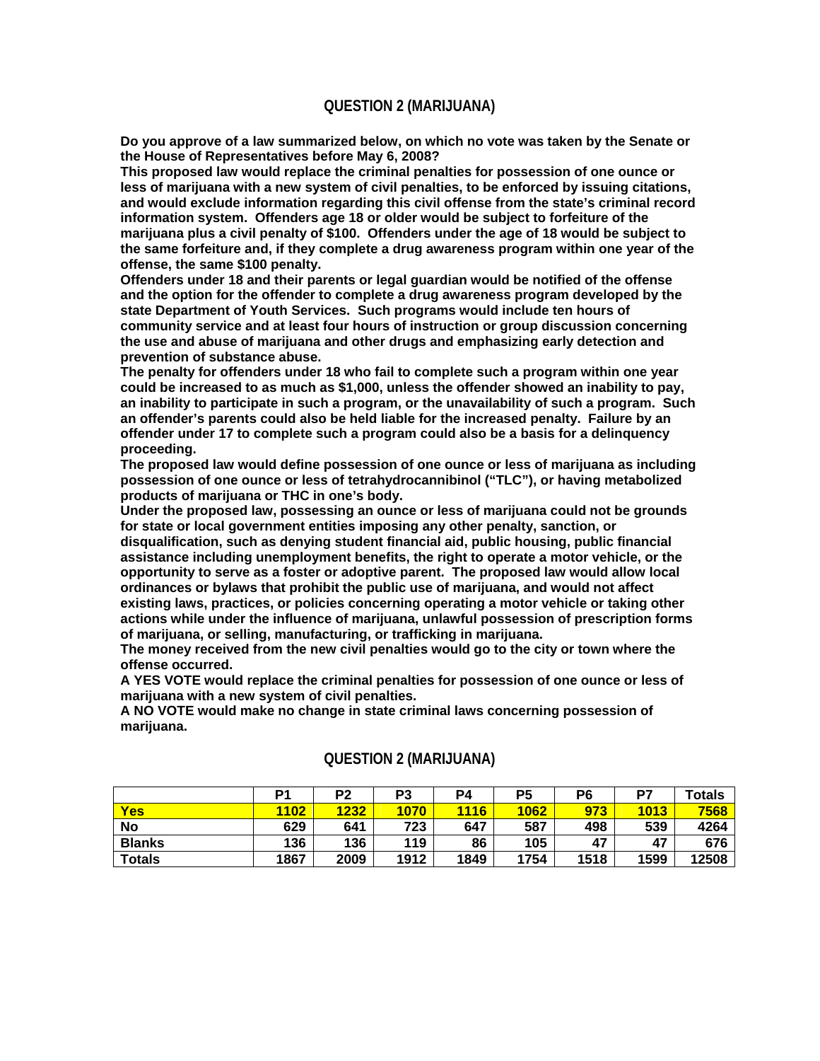## QUESTION 2 (MARIJUANA)

**Do you approve of a law summarized below, on which no vote was taken by the Senate or the House of Representatives before May 6, 2008?**

**This proposed law would replace the criminal penalties for possession of one ounce or less of marijuana with a new system of civil penalties, to be enforced by issuing citations, and would exclude information regarding this civil offense from the state's criminal record information system. Offenders age 18 or older would be subject to forfeiture of the marijuana plus a civil penalty of $100. Offenders under the age of 18 would be subject to the same forfeiture and, if they complete a drug awareness program within one year of the offense, the same $100 penalty.**

**Offenders under 18 and their parents or legal guardian would be notified of the offense and the option for the offender to complete a drug awareness program developed by the state Department of Youth Services. Such programs would include ten hours of community service and at least four hours of instruction or group discussion concerning the use and abuse of marijuana and other drugs and emphasizing early detection and prevention of substance abuse.**

**The penalty for offenders under 18 who fail to complete such a program within one year could be increased to as much as $1,000, unless the offender showed an inability to pay, an inability to participate in such a program, or the unavailability of such a program. Such an offender's parents could also be held liable for the increased penalty. Failure by an offender under 17 to complete such a program could also be a basis for a delinquency proceeding.**

**The proposed law would define possession of one ounce or less of marijuana as including possession of one ounce or less of tetrahydrocannibinol ("TLC"), or having metabolized products of marijuana or THC in one's body.**

**Under the proposed law, possessing an ounce or less of marijuana could not be grounds for state or local government entities imposing any other penalty, sanction, or disqualification, such as denying student financial aid, public housing, public financial assistance including unemployment benefits, the right to operate a motor vehicle, or the opportunity to serve as a foster or adoptive parent. The proposed law would allow local ordinances or bylaws that prohibit the public use of marijuana, and would not affect existing laws, practices, or policies concerning operating a motor vehicle or taking other actions while under the influence of marijuana, unlawful possession of prescription forms of marijuana, or selling, manufacturing, or trafficking in marijuana.**

**The money received from the new civil penalties would go to the city or town where the offense occurred.**

**A YES VOTE would replace the criminal penalties for possession of one ounce or less of marijuana with a new system of civil penalties.**

**A NO VOTE would make no change in state criminal laws concerning possession of marijuana.**

## QUESTION 2 (MARIJUANA)

| | P1 | P2 | P3 | P4 | P5 | P6 | P7 | Totals |
|---|---|---|---|---|---|---|---|---|
| **Yes** | **1102** | **1232** | **1070** | **1116** | **1062** | **973** | **1013** | **7568** |
| **No** | 629 | 641 | 723 | 647 | 587 | 498 | 539 | 4264 |
| **Blanks** | 136 | 136 | 119 | 86 | 105 | 47 | 47 | 676 |
| **Totals** | 1867 | 2009 | 1912 | 1849 | 1754 | 1518 | 1599 | 12508 |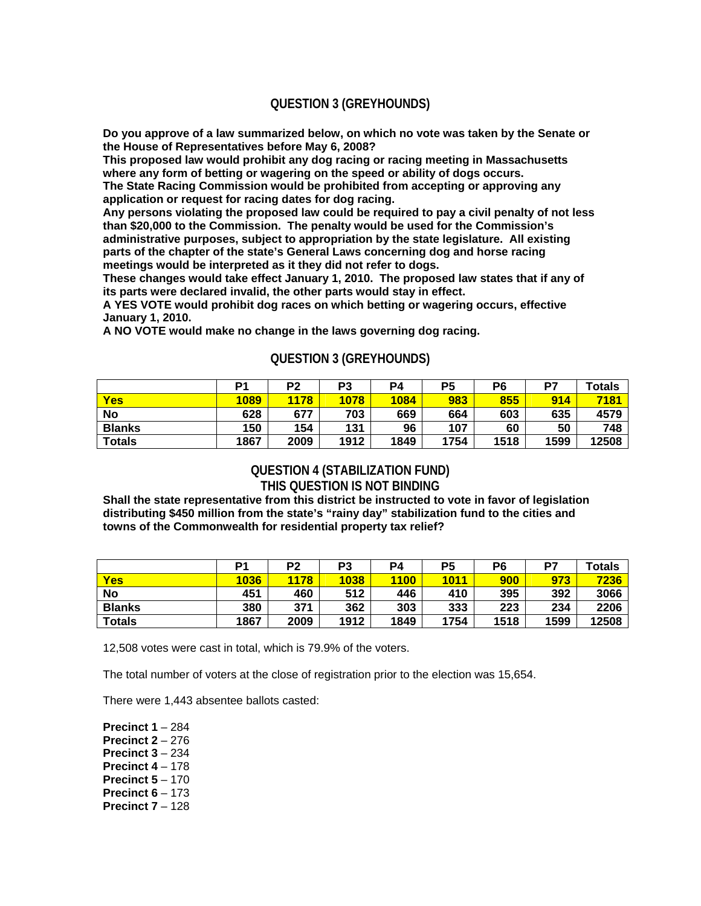## QUESTION 3 (GREYHOUNDS)

**Do you approve of a law summarized below, on which no vote was taken by the Senate or the House of Representatives before May 6, 2008?**
**This proposed law would prohibit any dog racing or racing meeting in Massachusetts where any form of betting or wagering on the speed or ability of dogs occurs.**
**The State Racing Commission would be prohibited from accepting or approving any application or request for racing dates for dog racing.**
**Any persons violating the proposed law could be required to pay a civil penalty of not less than $20,000 to the Commission. The penalty would be used for the Commission's administrative purposes, subject to appropriation by the state legislature. All existing parts of the chapter of the state's General Laws concerning dog and horse racing meetings would be interpreted as it they did not refer to dogs.**
**These changes would take effect January 1, 2010. The proposed law states that if any of its parts were declared invalid, the other parts would stay in effect.**
**A YES VOTE would prohibit dog races on which betting or wagering occurs, effective January 1, 2010.**
**A NO VOTE would make no change in the laws governing dog racing.**

## QUESTION 3 (GREYHOUNDS)

| | P1 | P2 | P3 | P4 | P5 | P6 | P7 | Totals |
|---|---|---|---|---|---|---|---|---|
| **Yes** | 1089 | 1178 | 1078 | 1084 | 983 | 855 | 914 | 7181 |
| **No** | 628 | 677 | 703 | 669 | 664 | 603 | 635 | 4579 |
| **Blanks** | 150 | 154 | 131 | 96 | 107 | 60 | 50 | 748 |
| **Totals** | 1867 | 2009 | 1912 | 1849 | 1754 | 1518 | 1599 | 12508 |

## QUESTION 4 (STABILIZATION FUND)
### THIS QUESTION IS NOT BINDING

**Shall the state representative from this district be instructed to vote in favor of legislation distributing $450 million from the state's "rainy day" stabilization fund to the cities and towns of the Commonwealth for residential property tax relief?**

| | P1 | P2 | P3 | P4 | P5 | P6 | P7 | Totals |
|---|---|---|---|---|---|---|---|---|
| **Yes** | 1036 | 1178 | 1038 | 1100 | 1011 | 900 | 973 | 7236 |
| **No** | 451 | 460 | 512 | 446 | 410 | 395 | 392 | 3066 |
| **Blanks** | 380 | 371 | 362 | 303 | 333 | 223 | 234 | 2206 |
| **Totals** | 1867 | 2009 | 1912 | 1849 | 1754 | 1518 | 1599 | 12508 |

12,508 votes were cast in total, which is 79.9% of the voters.

The total number of voters at the close of registration prior to the election was 15,654.

There were 1,443 absentee ballots casted:

**Precinct 1** – 284
**Precinct 2** – 276
**Precinct 3** – 234
**Precinct 4** – 178
**Precinct 5** – 170
**Precinct 6** – 173
**Precinct 7** – 128